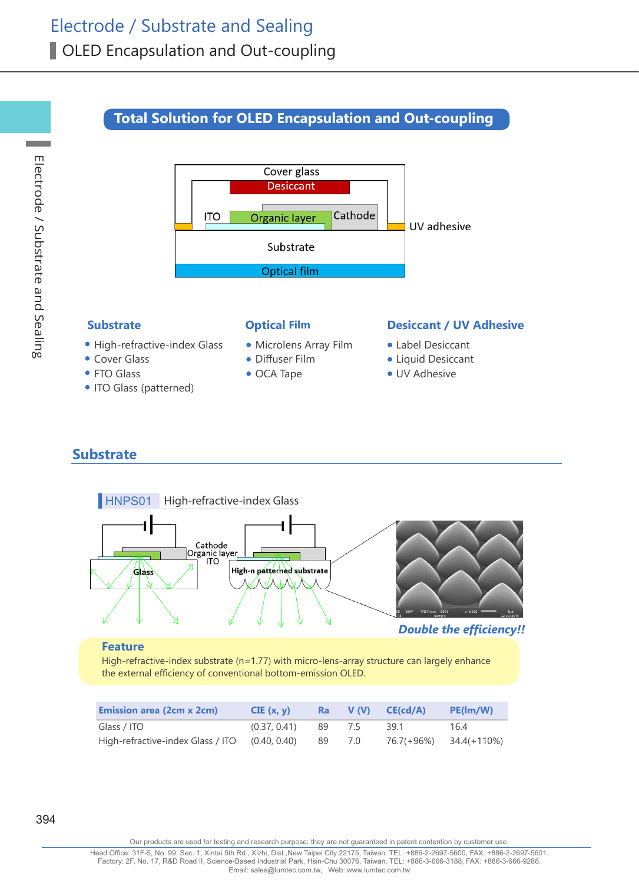# Electrode / Substrate and Sealing

## OLED Encapsulation and Out-coupling

### Total Solution for OLED Encapsulation and Out-coupling

Cover glass
Desiccant
ITO
Organic layer
Cathode
UV adhesive
Substrate
Optical film

**Substrate**

- High-refractive-index Glass
- Cover Glass
- FTO Glass
- ITO Glass (patterned)

**Optical Film**

- Microlens Array Film
- Diffuser Film
- OCA Tape

**Desiccant / UV Adhesive**

- Label Desiccant
- Liquid Desiccant
- UV Adhesive

## Substrate

**HNPS01** High-refractive-index Glass

Cathode
Organic layer
ITO
Glass
High-n patterned substrate

*Double the efficiency!!*

**Feature**

High-refractive-index substrate (n=1.77) with micro-lens-array structure can largely enhance the external efficiency of conventional bottom-emission OLED.

| Emission area (2cm x 2cm) | CIE (x, y) | Ra | V (V) | CE(cd/A) | PE(lm/W) |
|---|---|---|---|---|---|
| Glass / ITO | (0.37, 0.41) | 89 | 7.5 | 39.1 | 16.4 |
| High-refractive-index Glass / ITO | (0.40, 0.40) | 89 | 7.0 | 76.7(+96%) | 34.4(+110%) |

Our products are used for testing and research purpose; they are not guaranteed in patent contention by customer use.

Head Office: 31F-5, No. 99, Sec. 1, Xintai 5th Rd., Xizhi, Dist.,New Taipei City 22175, Taiwan. TEL: +886-2-2697-5600, FAX: +886-2-2697-5601.
Factory: 2F, No. 17, R&D Road II, Science-Based Industrial Park, Hsin-Chu 30076, Taiwan. TEL: +886-3-666-3188, FAX: +886-3-666-9288.
Email: sales@lumtec.com.tw, Web: www.lumtec.com.tw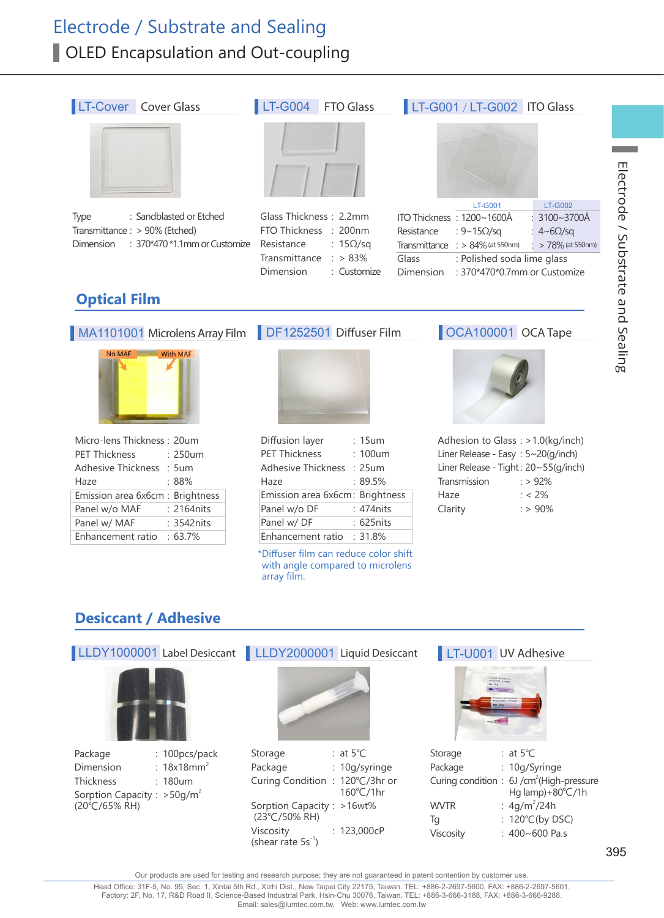# Electrode / Substrate and Sealing

## OLED Encapsulation and Out-coupling

### LT-Cover Cover Glass

Type : Sandblasted or Etched
Transmittance : > 90% (Etched)
Dimension : 370*470 *1.1mm or Customize

### LT-G004 FTO Glass

Glass Thickness : 2.2mm
FTO Thickness : 200nm
Resistance : 15Ω/sq
Transmittance : > 83%
Dimension : Customize

### LT-G001 / LT-G002 ITO Glass

| | LT-G001 | LT-G002 |
|---|---|---|
| ITO Thickness | 1200~1600Å | 3100~3700Å |
| Resistance | 9~15Ω/sq | 4~6Ω/sq |
| Transmittance | > 84% (at 550nm) | > 78% (at 550nm) |

Glass : Polished soda lime glass
Dimension : 370*470*0.7mm or Customize

## Optical Film

### MA1101001 Microlens Array Film

No MAF / With MAF

Micro-lens Thickness : 20um
PET Thickness : 250um
Adhesive Thickness : 5um
Haze : 88%

| Emission area 6x6cm | Brightness |
|---|---|
| Panel w/o MAF | 2164nits |
| Panel w/ MAF | 3542nits |
| Enhancement ratio | 63.7% |

### DF1252501 Diffuser Film

Diffusion layer : 15um
PET Thickness : 100um
Adhesive Thickness : 25um
Haze : 89.5%

| Emission area 6x6cm | Brightness |
|---|---|
| Panel w/o DF | 474nits |
| Panel w/ DF | 625nits |
| Enhancement ratio | 31.8% |

*Diffuser film can reduce color shift with angle compared to microlens array film.

### OCA100001 OCA Tape

Adhesion to Glass : >1.0(kg/inch)
Liner Release - Easy : 5~20(g/inch)
Liner Release - Tight : 20~55(g/inch)
Transmission : > 92%
Haze : < 2%
Clarity : > 90%

## Desiccant / Adhesive

### LLDY1000001 Label Desiccant

Package : 100pcs/pack
Dimension : 18x18mm$^2$
Thickness : 180um
Sorption Capacity : >50g/m$^2$ (20℃/65% RH)

### LLDY2000001 Liquid Desiccant

Storage : at 5℃
Package : 10g/syringe
Curing Condition : 120℃/3hr or 160℃/1hr
Sorption Capacity : >16wt% (23℃/50% RH)
Viscosity : 123,000cP (shear rate 5s$^{-1}$)

### LT-U001 UV Adhesive

Storage : at 5℃
Package : 10g/Syringe
Curing condition : 6J /cm$^2$(High-pressure Hg lamp)+80℃/1h
WVTR : 4g/m$^2$/24h
Tg : 120℃(by DSC)
Viscosity : 400~600 Pa.s

Our products are used for testing and research purpose; they are not guaranteed in patent contention by customer use.

Head Office: 31F-5, No. 99, Sec. 1, Xintai 5th Rd., Xizhi Dist., New Taipei City 22175, Taiwan. TEL: +886-2-2697-5600, FAX: +886-2-2697-5601.
Factory: 2F, No. 17, R&D Road II, Science-Based Industrial Park, Hsin-Chu 30076, Taiwan. TEL: +886-3-666-3188, FAX: +886-3-666-9288.
Email: sales@lumtec.com.tw, Web: www.lumtec.com.tw